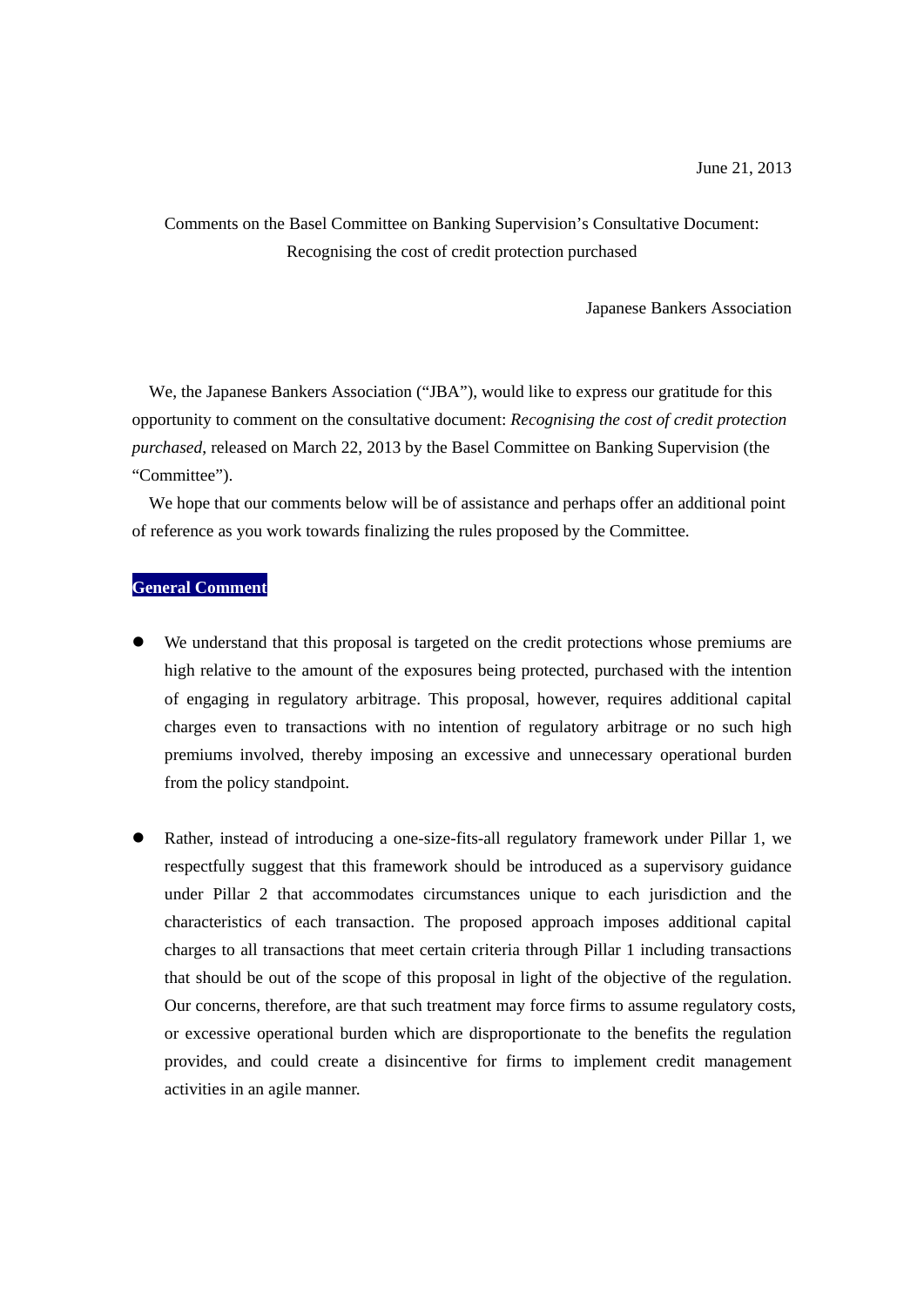June 21, 2013

Comments on the Basel Committee on Banking Supervision's Consultative Document: Recognising the cost of credit protection purchased

Japanese Bankers Association

We, the Japanese Bankers Association ("JBA"), would like to express our gratitude for this opportunity to comment on the consultative document: *Recognising the cost of credit protection purchased*, released on March 22, 2013 by the Basel Committee on Banking Supervision (the "Committee").

We hope that our comments below will be of assistance and perhaps offer an additional point of reference as you work towards finalizing the rules proposed by the Committee.

## General Comment

- We understand that this proposal is targeted on the credit protections whose premiums are high relative to the amount of the exposures being protected, purchased with the intention of engaging in regulatory arbitrage. This proposal, however, requires additional capital charges even to transactions with no intention of regulatory arbitrage or no such high premiums involved, thereby imposing an excessive and unnecessary operational burden from the policy standpoint.

- Rather, instead of introducing a one-size-fits-all regulatory framework under Pillar 1, we respectfully suggest that this framework should be introduced as a supervisory guidance under Pillar 2 that accommodates circumstances unique to each jurisdiction and the characteristics of each transaction. The proposed approach imposes additional capital charges to all transactions that meet certain criteria through Pillar 1 including transactions that should be out of the scope of this proposal in light of the objective of the regulation. Our concerns, therefore, are that such treatment may force firms to assume regulatory costs, or excessive operational burden which are disproportionate to the benefits the regulation provides, and could create a disincentive for firms to implement credit management activities in an agile manner.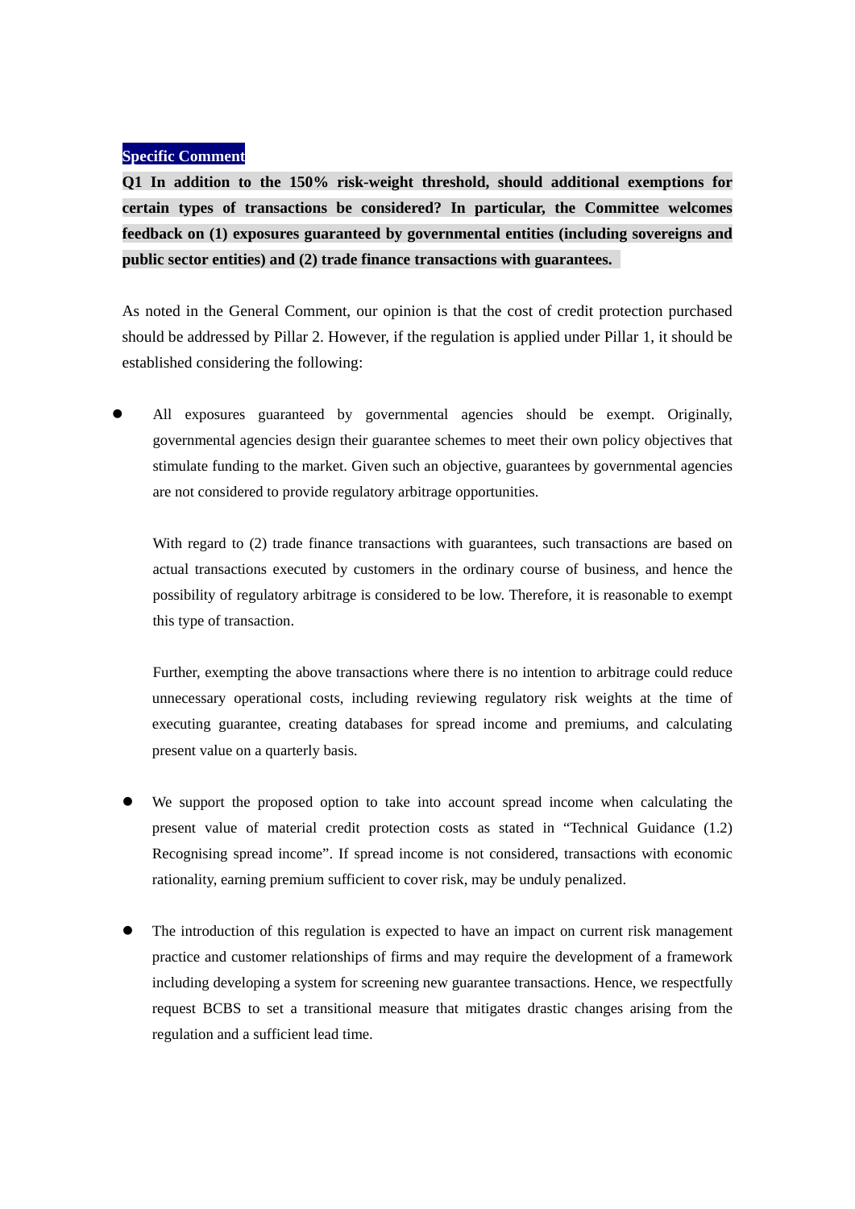## Specific Comment

**Q1 In addition to the 150% risk-weight threshold, should additional exemptions for certain types of transactions be considered? In particular, the Committee welcomes feedback on (1) exposures guaranteed by governmental entities (including sovereigns and public sector entities) and (2) trade finance transactions with guarantees.**

As noted in the General Comment, our opinion is that the cost of credit protection purchased should be addressed by Pillar 2. However, if the regulation is applied under Pillar 1, it should be established considering the following:

- All exposures guaranteed by governmental agencies should be exempt. Originally, governmental agencies design their guarantee schemes to meet their own policy objectives that stimulate funding to the market. Given such an objective, guarantees by governmental agencies are not considered to provide regulatory arbitrage opportunities.

  With regard to (2) trade finance transactions with guarantees, such transactions are based on actual transactions executed by customers in the ordinary course of business, and hence the possibility of regulatory arbitrage is considered to be low. Therefore, it is reasonable to exempt this type of transaction.

  Further, exempting the above transactions where there is no intention to arbitrage could reduce unnecessary operational costs, including reviewing regulatory risk weights at the time of executing guarantee, creating databases for spread income and premiums, and calculating present value on a quarterly basis.

- We support the proposed option to take into account spread income when calculating the present value of material credit protection costs as stated in "Technical Guidance (1.2) Recognising spread income". If spread income is not considered, transactions with economic rationality, earning premium sufficient to cover risk, may be unduly penalized.

- The introduction of this regulation is expected to have an impact on current risk management practice and customer relationships of firms and may require the development of a framework including developing a system for screening new guarantee transactions. Hence, we respectfully request BCBS to set a transitional measure that mitigates drastic changes arising from the regulation and a sufficient lead time.